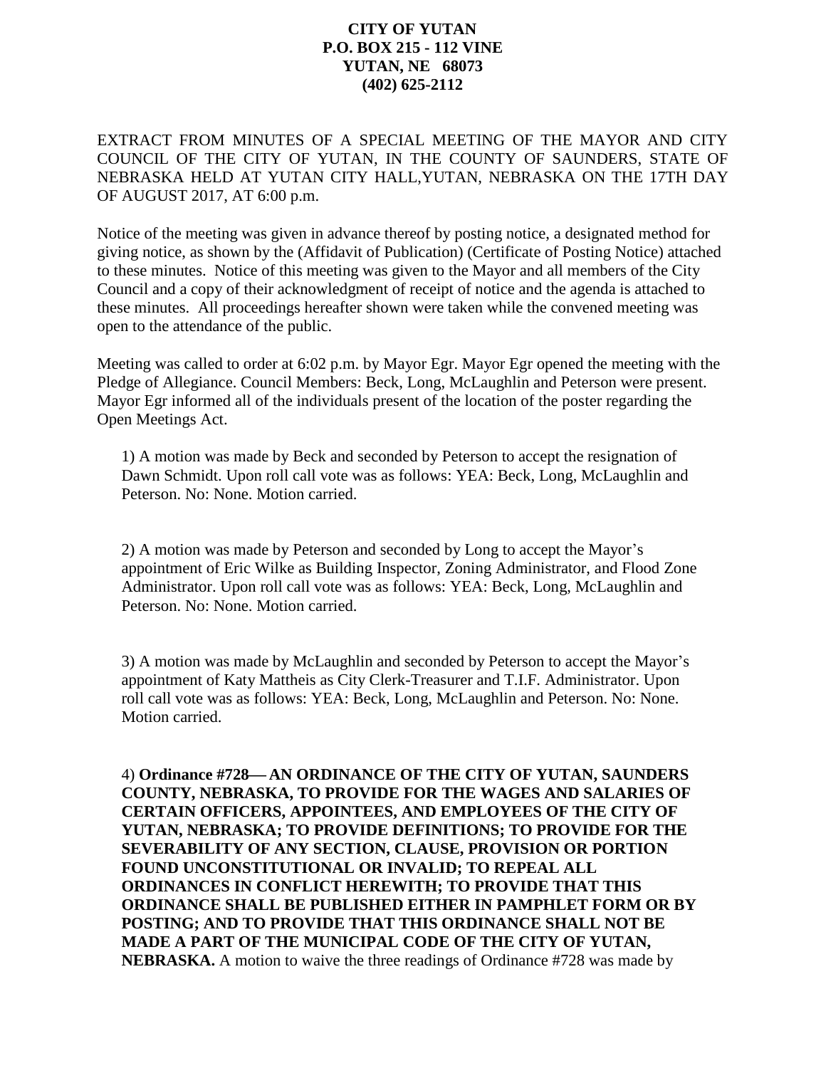**CITY OF YUTAN**
**P.O. BOX 215 - 112 VINE**
**YUTAN, NE 68073**
**(402) 625-2112**

EXTRACT FROM MINUTES OF A SPECIAL MEETING OF THE MAYOR AND CITY COUNCIL OF THE CITY OF YUTAN, IN THE COUNTY OF SAUNDERS, STATE OF NEBRASKA HELD AT YUTAN CITY HALL,YUTAN, NEBRASKA ON THE 17TH DAY OF AUGUST 2017, AT 6:00 p.m.

Notice of the meeting was given in advance thereof by posting notice, a designated method for giving notice, as shown by the (Affidavit of Publication) (Certificate of Posting Notice) attached to these minutes. Notice of this meeting was given to the Mayor and all members of the City Council and a copy of their acknowledgment of receipt of notice and the agenda is attached to these minutes. All proceedings hereafter shown were taken while the convened meeting was open to the attendance of the public.

Meeting was called to order at 6:02 p.m. by Mayor Egr. Mayor Egr opened the meeting with the Pledge of Allegiance. Council Members: Beck, Long, McLaughlin and Peterson were present. Mayor Egr informed all of the individuals present of the location of the poster regarding the Open Meetings Act.

1) A motion was made by Beck and seconded by Peterson to accept the resignation of Dawn Schmidt. Upon roll call vote was as follows: YEA: Beck, Long, McLaughlin and Peterson. No: None. Motion carried.

2) A motion was made by Peterson and seconded by Long to accept the Mayor's appointment of Eric Wilke as Building Inspector, Zoning Administrator, and Flood Zone Administrator. Upon roll call vote was as follows: YEA: Beck, Long, McLaughlin and Peterson. No: None. Motion carried.

3) A motion was made by McLaughlin and seconded by Peterson to accept the Mayor's appointment of Katy Mattheis as City Clerk-Treasurer and T.I.F. Administrator. Upon roll call vote was as follows: YEA: Beck, Long, McLaughlin and Peterson. No: None. Motion carried.

4) **Ordinance #728— AN ORDINANCE OF THE CITY OF YUTAN, SAUNDERS COUNTY, NEBRASKA, TO PROVIDE FOR THE WAGES AND SALARIES OF CERTAIN OFFICERS, APPOINTEES, AND EMPLOYEES OF THE CITY OF YUTAN, NEBRASKA; TO PROVIDE DEFINITIONS; TO PROVIDE FOR THE SEVERABILITY OF ANY SECTION, CLAUSE, PROVISION OR PORTION FOUND UNCONSTITUTIONAL OR INVALID; TO REPEAL ALL ORDINANCES IN CONFLICT HEREWITH; TO PROVIDE THAT THIS ORDINANCE SHALL BE PUBLISHED EITHER IN PAMPHLET FORM OR BY POSTING; AND TO PROVIDE THAT THIS ORDINANCE SHALL NOT BE MADE A PART OF THE MUNICIPAL CODE OF THE CITY OF YUTAN, NEBRASKA.** A motion to waive the three readings of Ordinance #728 was made by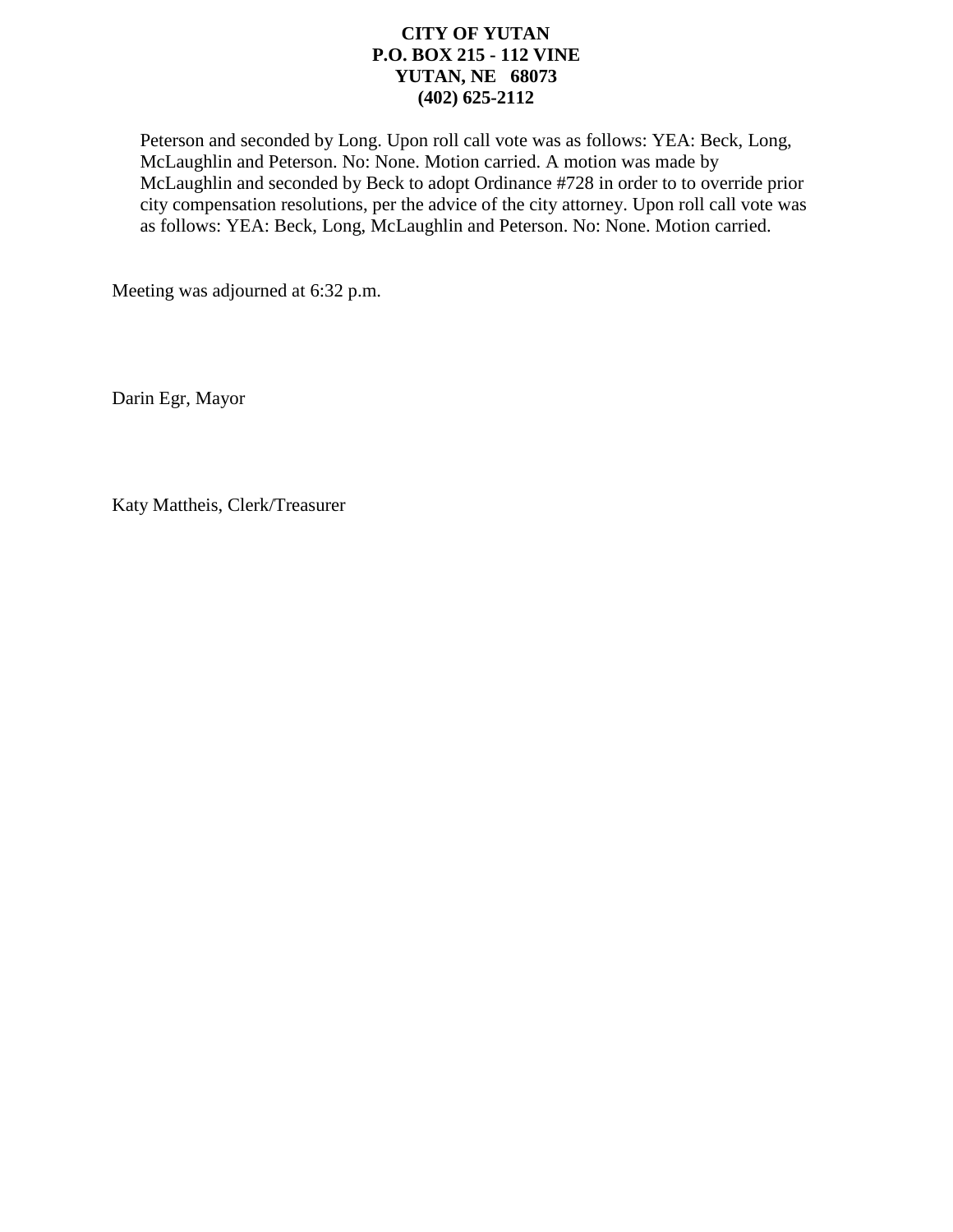**CITY OF YUTAN**
**P.O. BOX 215 - 112 VINE**
**YUTAN, NE 68073**
**(402) 625-2112**

Peterson and seconded by Long. Upon roll call vote was as follows: YEA: Beck, Long, McLaughlin and Peterson. No: None. Motion carried. A motion was made by McLaughlin and seconded by Beck to adopt Ordinance #728 in order to to override prior city compensation resolutions, per the advice of the city attorney. Upon roll call vote was as follows: YEA: Beck, Long, McLaughlin and Peterson. No: None. Motion carried.

Meeting was adjourned at 6:32 p.m.

Darin Egr, Mayor

Katy Mattheis, Clerk/Treasurer